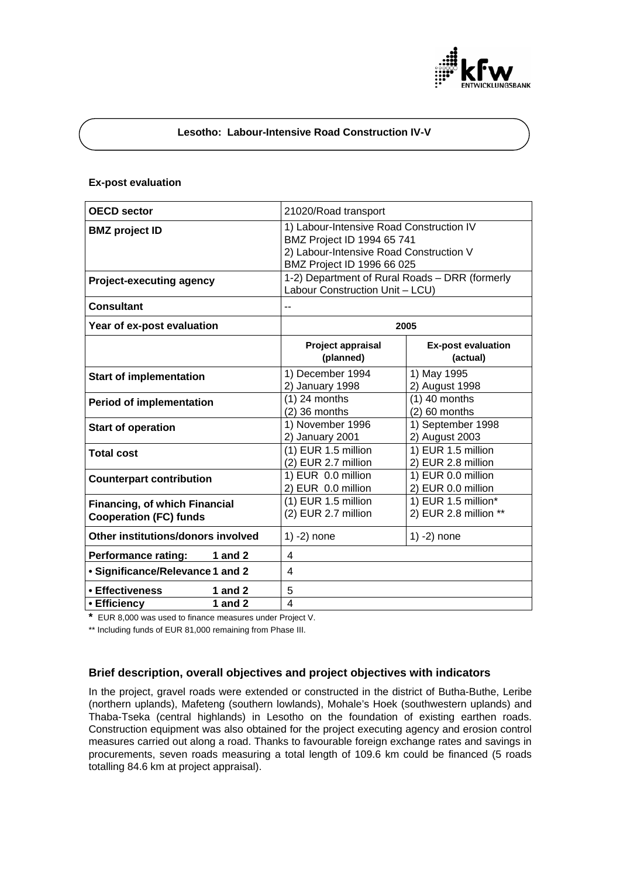# Lesotho: Labour-Intensive Road Construction IV-V

**Ex-post evaluation**

| **OECD sector** | 21020/Road transport | |
|---|---|---|
| **BMZ project ID** | 1) Labour-Intensive Road Construction IV<br>BMZ Project ID 1994 65 741<br>2) Labour-Intensive Road Construction V<br>BMZ Project ID 1996 66 025 | |
| **Project-executing agency** | 1-2) Department of Rural Roads – DRR (formerly Labour Construction Unit – LCU) | |
| **Consultant** | -- | |
| **Year of ex-post evaluation** | **2005** | |
| | **Project appraisal (planned)** | **Ex-post evaluation (actual)** |
| **Start of implementation** | 1) December 1994<br>2) January 1998 | 1) May 1995<br>2) August 1998 |
| **Period of implementation** | (1) 24 months<br>(2) 36 months | (1) 40 months<br>(2) 60 months |
| **Start of operation** | 1) November 1996<br>2) January 2001 | 1) September 1998<br>2) August 2003 |
| **Total cost** | (1) EUR 1.5 million<br>(2) EUR 2.7 million | 1) EUR 1.5 million<br>2) EUR 2.8 million |
| **Counterpart contribution** | 1) EUR 0.0 million<br>2) EUR 0.0 million | 1) EUR 0.0 million<br>2) EUR 0.0 million |
| **Financing, of which Financial Cooperation (FC) funds** | (1) EUR 1.5 million<br>(2) EUR 2.7 million | 1) EUR 1.5 million*<br>2) EUR 2.8 million ** |
| **Other institutions/donors involved** | 1) -2) none | 1) -2) none |
| **Performance rating: 1 and 2** | 4 | |
| **• Significance/Relevance 1 and 2** | 4 | |
| **• Effectiveness 1 and 2** | 5 | |
| **• Efficiency 1 and 2** | 4 | |

**\*** EUR 8,000 was used to finance measures under Project V.

** Including funds of EUR 81,000 remaining from Phase III.

## Brief description, overall objectives and project objectives with indicators

In the project, gravel roads were extended or constructed in the district of Butha-Buthe, Leribe (northern uplands), Mafeteng (southern lowlands), Mohale's Hoek (southwestern uplands) and Thaba-Tseka (central highlands) in Lesotho on the foundation of existing earthen roads. Construction equipment was also obtained for the project executing agency and erosion control measures carried out along a road. Thanks to favourable foreign exchange rates and savings in procurements, seven roads measuring a total length of 109.6 km could be financed (5 roads totalling 84.6 km at project appraisal).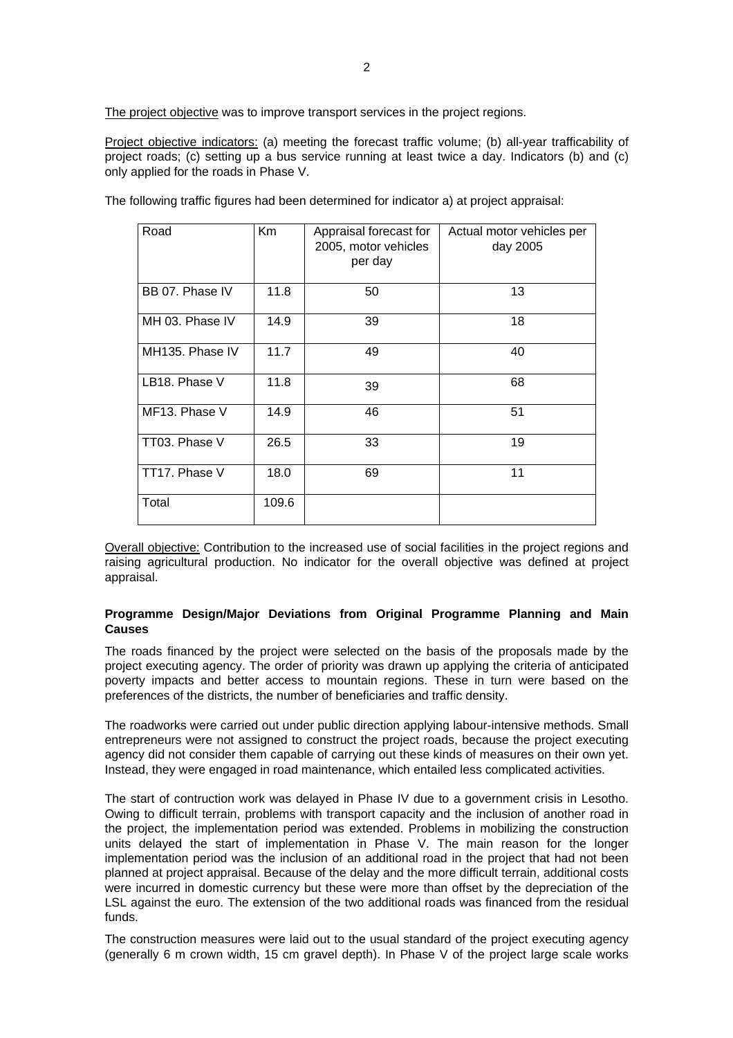The project objective was to improve transport services in the project regions.

Project objective indicators: (a) meeting the forecast traffic volume; (b) all-year trafficability of project roads; (c) setting up a bus service running at least twice a day. Indicators (b) and (c) only applied for the roads in Phase V.

The following traffic figures had been determined for indicator a) at project appraisal:

| Road | Km | Appraisal forecast for 2005, motor vehicles per day | Actual motor vehicles per day 2005 |
|---|---|---|---|
| BB 07. Phase IV | 11.8 | 50 | 13 |
| MH 03. Phase IV | 14.9 | 39 | 18 |
| MH135. Phase IV | 11.7 | 49 | 40 |
| LB18. Phase V | 11.8 | 39 | 68 |
| MF13. Phase V | 14.9 | 46 | 51 |
| TT03. Phase V | 26.5 | 33 | 19 |
| TT17. Phase V | 18.0 | 69 | 11 |
| Total | 109.6 | | |

Overall objective: Contribution to the increased use of social facilities in the project regions and raising agricultural production. No indicator for the overall objective was defined at project appraisal.

**Programme Design/Major Deviations from Original Programme Planning and Main Causes**

The roads financed by the project were selected on the basis of the proposals made by the project executing agency. The order of priority was drawn up applying the criteria of anticipated poverty impacts and better access to mountain regions. These in turn were based on the preferences of the districts, the number of beneficiaries and traffic density.

The roadworks were carried out under public direction applying labour-intensive methods. Small entrepreneurs were not assigned to construct the project roads, because the project executing agency did not consider them capable of carrying out these kinds of measures on their own yet. Instead, they were engaged in road maintenance, which entailed less complicated activities.

The start of contruction work was delayed in Phase IV due to a government crisis in Lesotho. Owing to difficult terrain, problems with transport capacity and the inclusion of another road in the project, the implementation period was extended. Problems in mobilizing the construction units delayed the start of implementation in Phase V. The main reason for the longer implementation period was the inclusion of an additional road in the project that had not been planned at project appraisal. Because of the delay and the more difficult terrain, additional costs were incurred in domestic currency but these were more than offset by the depreciation of the LSL against the euro. The extension of the two additional roads was financed from the residual funds.

The construction measures were laid out to the usual standard of the project executing agency (generally 6 m crown width, 15 cm gravel depth). In Phase V of the project large scale works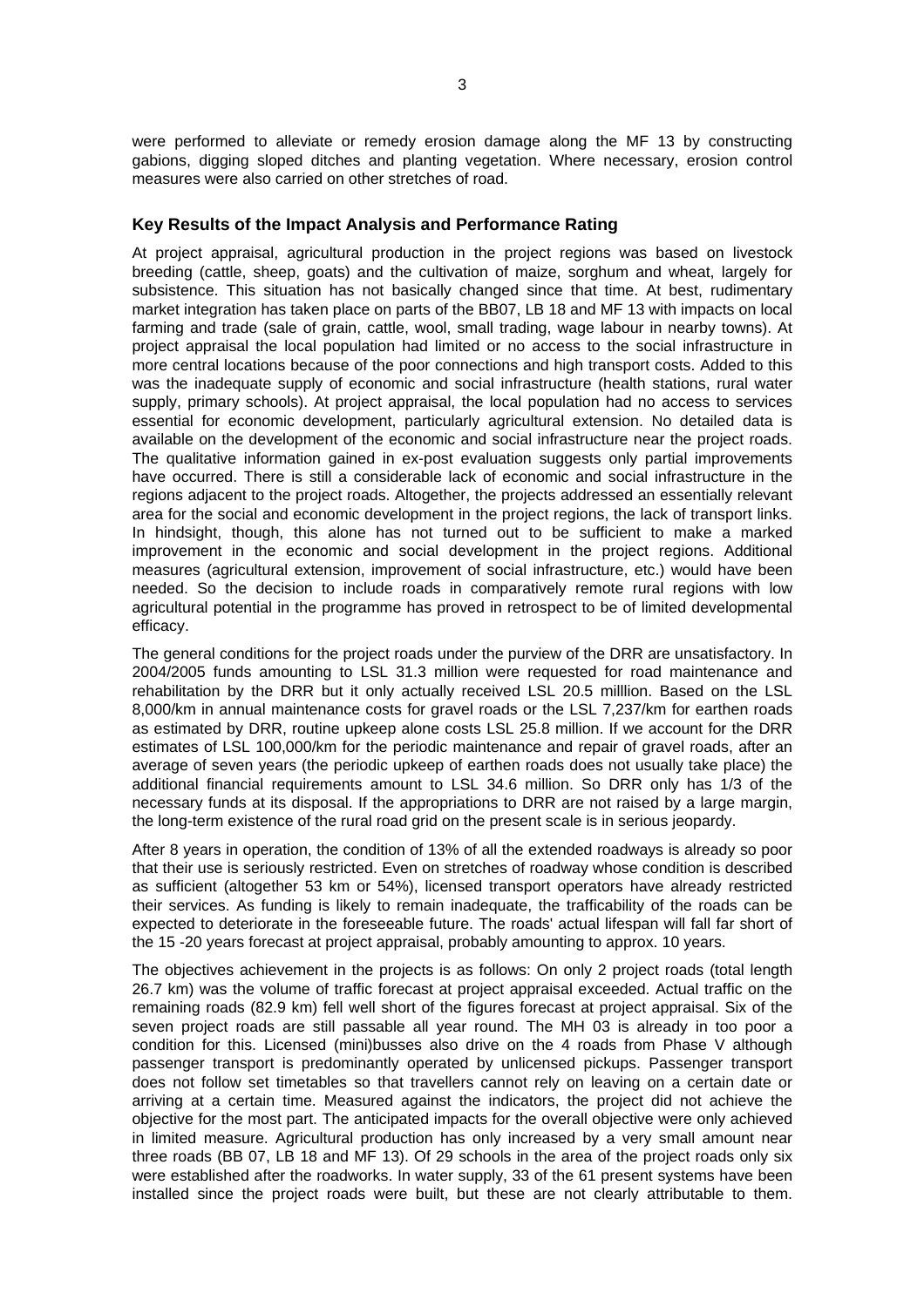were performed to alleviate or remedy erosion damage along the MF 13 by constructing gabions, digging sloped ditches and planting vegetation. Where necessary, erosion control measures were also carried on other stretches of road.

## Key Results of the Impact Analysis and Performance Rating

At project appraisal, agricultural production in the project regions was based on livestock breeding (cattle, sheep, goats) and the cultivation of maize, sorghum and wheat, largely for subsistence. This situation has not basically changed since that time. At best, rudimentary market integration has taken place on parts of the BB07, LB 18 and MF 13 with impacts on local farming and trade (sale of grain, cattle, wool, small trading, wage labour in nearby towns). At project appraisal the local population had limited or no access to the social infrastructure in more central locations because of the poor connections and high transport costs. Added to this was the inadequate supply of economic and social infrastructure (health stations, rural water supply, primary schools). At project appraisal, the local population had no access to services essential for economic development, particularly agricultural extension. No detailed data is available on the development of the economic and social infrastructure near the project roads. The qualitative information gained in ex-post evaluation suggests only partial improvements have occurred. There is still a considerable lack of economic and social infrastructure in the regions adjacent to the project roads. Altogether, the projects addressed an essentially relevant area for the social and economic development in the project regions, the lack of transport links. In hindsight, though, this alone has not turned out to be sufficient to make a marked improvement in the economic and social development in the project regions. Additional measures (agricultural extension, improvement of social infrastructure, etc.) would have been needed. So the decision to include roads in comparatively remote rural regions with low agricultural potential in the programme has proved in retrospect to be of limited developmental efficacy.

The general conditions for the project roads under the purview of the DRR are unsatisfactory. In 2004/2005 funds amounting to LSL 31.3 million were requested for road maintenance and rehabilitation by the DRR but it only actually received LSL 20.5 milllion. Based on the LSL 8,000/km in annual maintenance costs for gravel roads or the LSL 7,237/km for earthen roads as estimated by DRR, routine upkeep alone costs LSL 25.8 million. If we account for the DRR estimates of LSL 100,000/km for the periodic maintenance and repair of gravel roads, after an average of seven years (the periodic upkeep of earthen roads does not usually take place) the additional financial requirements amount to LSL 34.6 million. So DRR only has 1/3 of the necessary funds at its disposal. If the appropriations to DRR are not raised by a large margin, the long-term existence of the rural road grid on the present scale is in serious jeopardy.

After 8 years in operation, the condition of 13% of all the extended roadways is already so poor that their use is seriously restricted. Even on stretches of roadway whose condition is described as sufficient (altogether 53 km or 54%), licensed transport operators have already restricted their services. As funding is likely to remain inadequate, the trafficability of the roads can be expected to deteriorate in the foreseeable future. The roads' actual lifespan will fall far short of the 15 -20 years forecast at project appraisal, probably amounting to approx. 10 years.

The objectives achievement in the projects is as follows: On only 2 project roads (total length 26.7 km) was the volume of traffic forecast at project appraisal exceeded. Actual traffic on the remaining roads (82.9 km) fell well short of the figures forecast at project appraisal. Six of the seven project roads are still passable all year round. The MH 03 is already in too poor a condition for this. Licensed (mini)busses also drive on the 4 roads from Phase V although passenger transport is predominantly operated by unlicensed pickups. Passenger transport does not follow set timetables so that travellers cannot rely on leaving on a certain date or arriving at a certain time. Measured against the indicators, the project did not achieve the objective for the most part. The anticipated impacts for the overall objective were only achieved in limited measure. Agricultural production has only increased by a very small amount near three roads (BB 07, LB 18 and MF 13). Of 29 schools in the area of the project roads only six were established after the roadworks. In water supply, 33 of the 61 present systems have been installed since the project roads were built, but these are not clearly attributable to them.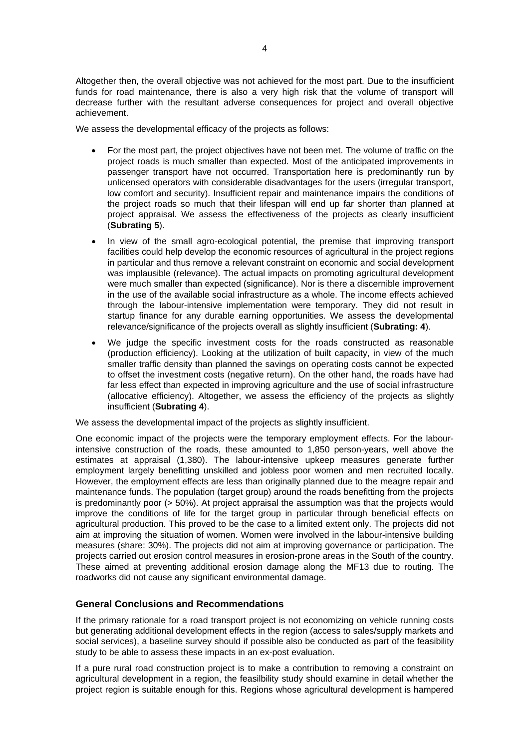Altogether then, the overall objective was not achieved for the most part. Due to the insufficient funds for road maintenance, there is also a very high risk that the volume of transport will decrease further with the resultant adverse consequences for project and overall objective achievement.

We assess the developmental efficacy of the projects as follows:

- For the most part, the project objectives have not been met. The volume of traffic on the project roads is much smaller than expected. Most of the anticipated improvements in passenger transport have not occurred. Transportation here is predominantly run by unlicensed operators with considerable disadvantages for the users (irregular transport, low comfort and security). Insufficient repair and maintenance impairs the conditions of the project roads so much that their lifespan will end up far shorter than planned at project appraisal. We assess the effectiveness of the projects as clearly insufficient (**Subrating 5**).
- In view of the small agro-ecological potential, the premise that improving transport facilities could help develop the economic resources of agricultural in the project regions in particular and thus remove a relevant constraint on economic and social development was implausible (relevance). The actual impacts on promoting agricultural development were much smaller than expected (significance). Nor is there a discernible improvement in the use of the available social infrastructure as a whole. The income effects achieved through the labour-intensive implementation were temporary. They did not result in startup finance for any durable earning opportunities. We assess the developmental relevance/significance of the projects overall as slightly insufficient (**Subrating: 4**).
- We judge the specific investment costs for the roads constructed as reasonable (production efficiency). Looking at the utilization of built capacity, in view of the much smaller traffic density than planned the savings on operating costs cannot be expected to offset the investment costs (negative return). On the other hand, the roads have had far less effect than expected in improving agriculture and the use of social infrastructure (allocative efficiency). Altogether, we assess the efficiency of the projects as slightly insufficient (**Subrating 4**).

We assess the developmental impact of the projects as slightly insufficient.

One economic impact of the projects were the temporary employment effects. For the labour-intensive construction of the roads, these amounted to 1,850 person-years, well above the estimates at appraisal (1,380). The labour-intensive upkeep measures generate further employment largely benefitting unskilled and jobless poor women and men recruited locally. However, the employment effects are less than originally planned due to the meagre repair and maintenance funds. The population (target group) around the roads benefitting from the projects is predominantly poor (> 50%). At project appraisal the assumption was that the projects would improve the conditions of life for the target group in particular through beneficial effects on agricultural production. This proved to be the case to a limited extent only. The projects did not aim at improving the situation of women. Women were involved in the labour-intensive building measures (share: 30%). The projects did not aim at improving governance or participation. The projects carried out erosion control measures in erosion-prone areas in the South of the country. These aimed at preventing additional erosion damage along the MF13 due to routing. The roadworks did not cause any significant environmental damage.

## General Conclusions and Recommendations

If the primary rationale for a road transport project is not economizing on vehicle running costs but generating additional development effects in the region (access to sales/supply markets and social services), a baseline survey should if possible also be conducted as part of the feasibility study to be able to assess these impacts in an ex-post evaluation.

If a pure rural road construction project is to make a contribution to removing a constraint on agricultural development in a region, the feasilbility study should examine in detail whether the project region is suitable enough for this. Regions whose agricultural development is hampered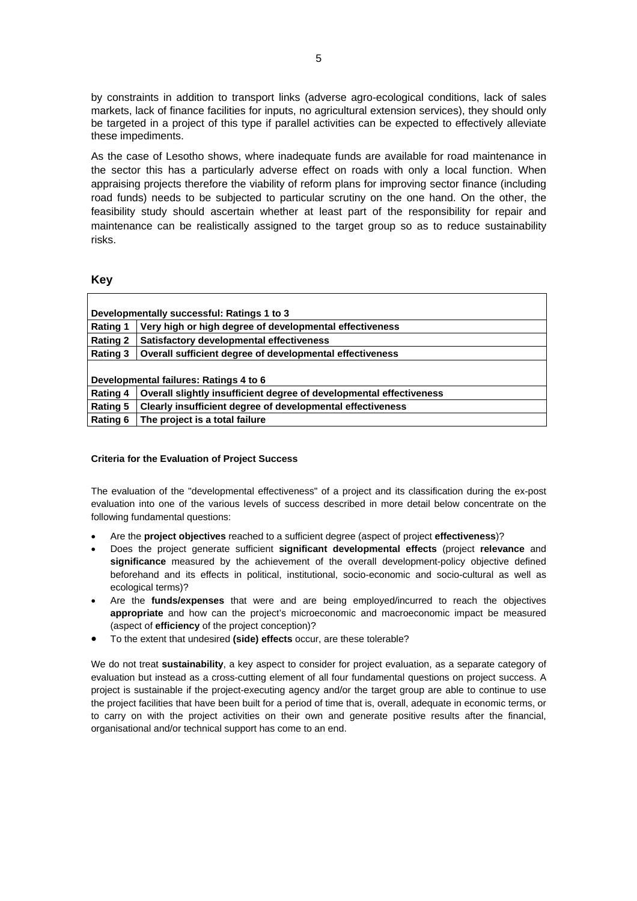by constraints in addition to transport links (adverse agro-ecological conditions, lack of sales markets, lack of finance facilities for inputs, no agricultural extension services), they should only be targeted in a project of this type if parallel activities can be expected to effectively alleviate these impediments.

As the case of Lesotho shows, where inadequate funds are available for road maintenance in the sector this has a particularly adverse effect on roads with only a local function. When appraising projects therefore the viability of reform plans for improving sector finance (including road funds) needs to be subjected to particular scrutiny on the one hand. On the other, the feasibility study should ascertain whether at least part of the responsibility for repair and maintenance can be realistically assigned to the target group so as to reduce sustainability risks.

## Key

| | |
|---|---|
| **Developmentally successful: Ratings 1 to 3** | |
| **Rating 1** | **Very high or high degree of developmental effectiveness** |
| **Rating 2** | **Satisfactory developmental effectiveness** |
| **Rating 3** | **Overall sufficient degree of developmental effectiveness** |
| **Developmental failures: Ratings 4 to 6** | |
| **Rating 4** | **Overall slightly insufficient degree of developmental effectiveness** |
| **Rating 5** | **Clearly insufficient degree of developmental effectiveness** |
| **Rating 6** | **The project is a total failure** |

#### Criteria for the Evaluation of Project Success

The evaluation of the "developmental effectiveness" of a project and its classification during the ex-post evaluation into one of the various levels of success described in more detail below concentrate on the following fundamental questions:

- Are the **project objectives** reached to a sufficient degree (aspect of project **effectiveness**)?
- Does the project generate sufficient **significant developmental effects** (project **relevance** and **significance** measured by the achievement of the overall development-policy objective defined beforehand and its effects in political, institutional, socio-economic and socio-cultural as well as ecological terms)?
- Are the **funds/expenses** that were and are being employed/incurred to reach the objectives **appropriate** and how can the project's microeconomic and macroeconomic impact be measured (aspect of **efficiency** of the project conception)?
- To the extent that undesired **(side) effects** occur, are these tolerable?

We do not treat **sustainability**, a key aspect to consider for project evaluation, as a separate category of evaluation but instead as a cross-cutting element of all four fundamental questions on project success. A project is sustainable if the project-executing agency and/or the target group are able to continue to use the project facilities that have been built for a period of time that is, overall, adequate in economic terms, or to carry on with the project activities on their own and generate positive results after the financial, organisational and/or technical support has come to an end.